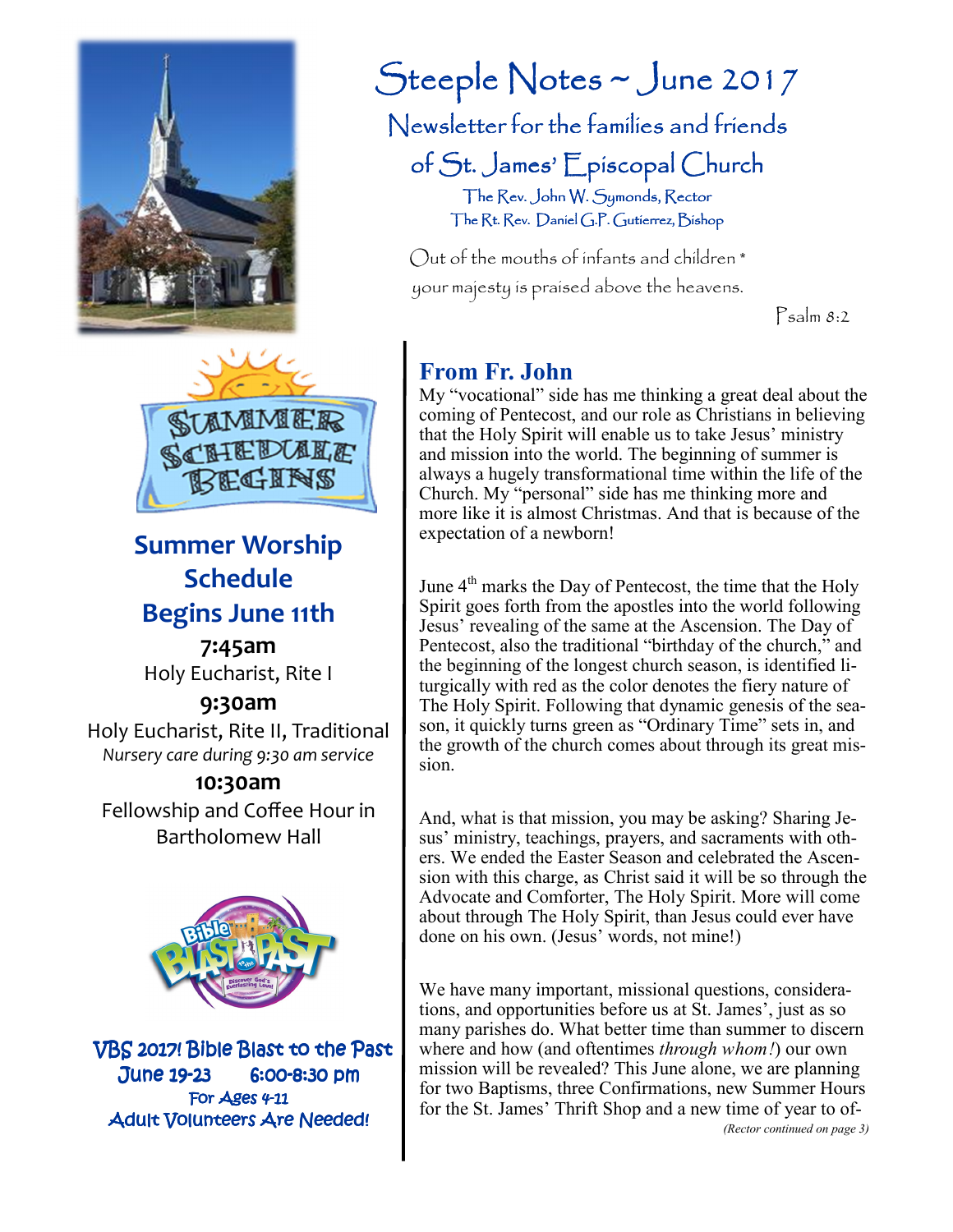# Steeple Notes ~ June 2017

Newsletter for the families and friends of St. James' Episcopal Church

The Rev. John W. Symonds, Rector
The Rt. Rev. Daniel G.P. Gutierrez, Bishop

Out of the mouths of infants and children *
your majesty is praised above the heavens.

Psalm 8:2

SUMMER SCHEDULE BEGINS

## Summer Worship Schedule Begins June 11th

**7:45am**
Holy Eucharist, Rite I

**9:30am**
Holy Eucharist, Rite II, Traditional
*Nursery care during 9:30 am service*

**10:30am**
Fellowship and Coffee Hour in Bartholomew Hall

**VBS 2017! Bible Blast to the Past**
**June 19-23 6:00-8:30 pm**
**For Ages 4-11**
**Adult Volunteers Are Needed!**

## From Fr. John

My "vocational" side has me thinking a great deal about the coming of Pentecost, and our role as Christians in believing that the Holy Spirit will enable us to take Jesus' ministry and mission into the world. The beginning of summer is always a hugely transformational time within the life of the Church. My "personal" side has me thinking more and more like it is almost Christmas. And that is because of the expectation of a newborn!

June 4th marks the Day of Pentecost, the time that the Holy Spirit goes forth from the apostles into the world following Jesus' revealing of the same at the Ascension. The Day of Pentecost, also the traditional "birthday of the church," and the beginning of the longest church season, is identified liturgically with red as the color denotes the fiery nature of The Holy Spirit. Following that dynamic genesis of the season, it quickly turns green as "Ordinary Time" sets in, and the growth of the church comes about through its great mission.

And, what is that mission, you may be asking? Sharing Jesus' ministry, teachings, prayers, and sacraments with others. We ended the Easter Season and celebrated the Ascension with this charge, as Christ said it will be so through the Advocate and Comforter, The Holy Spirit. More will come about through The Holy Spirit, than Jesus could ever have done on his own. (Jesus' words, not mine!)

We have many important, missional questions, considerations, and opportunities before us at St. James', just as so many parishes do. What better time than summer to discern where and how (and oftentimes *through whom!*) our own mission will be revealed? This June alone, we are planning for two Baptisms, three Confirmations, new Summer Hours for the St. James' Thrift Shop and a new time of year to of-

*(Rector continued on page 3)*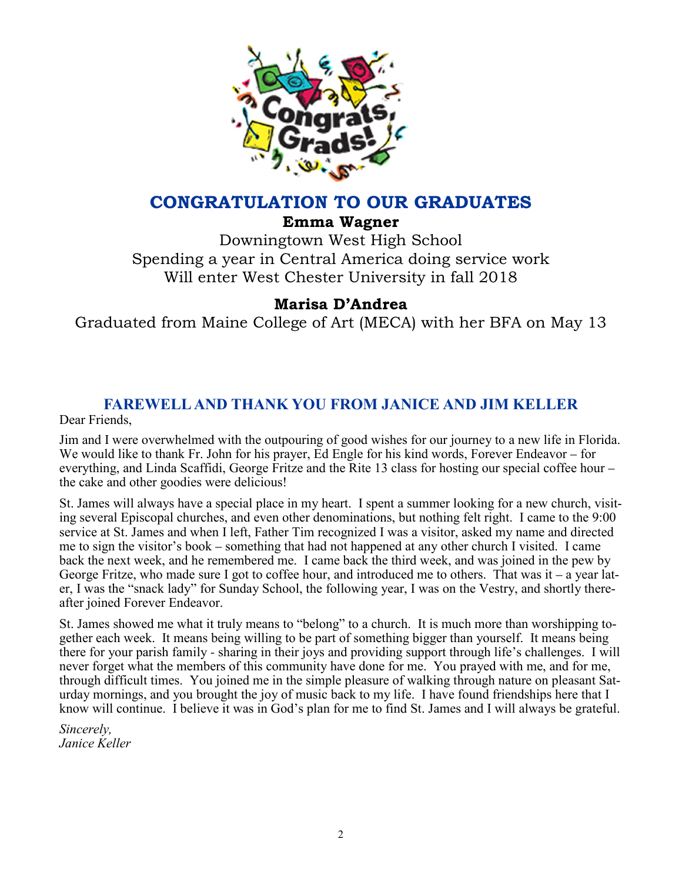## CONGRATULATION TO OUR GRADUATES

**Emma Wagner**

Downingtown West High School
Spending a year in Central America doing service work
Will enter West Chester University in fall 2018

**Marisa D'Andrea**

Graduated from Maine College of Art (MECA) with her BFA on May 13

## FAREWELL AND THANK YOU FROM JANICE AND JIM KELLER

Dear Friends,

Jim and I were overwhelmed with the outpouring of good wishes for our journey to a new life in Florida. We would like to thank Fr. John for his prayer, Ed Engle for his kind words, Forever Endeavor – for everything, and Linda Scaffidi, George Fritze and the Rite 13 class for hosting our special coffee hour – the cake and other goodies were delicious!

St. James will always have a special place in my heart. I spent a summer looking for a new church, visiting several Episcopal churches, and even other denominations, but nothing felt right. I came to the 9:00 service at St. James and when I left, Father Tim recognized I was a visitor, asked my name and directed me to sign the visitor's book – something that had not happened at any other church I visited. I came back the next week, and he remembered me. I came back the third week, and was joined in the pew by George Fritze, who made sure I got to coffee hour, and introduced me to others. That was it – a year later, I was the "snack lady" for Sunday School, the following year, I was on the Vestry, and shortly thereafter joined Forever Endeavor.

St. James showed me what it truly means to "belong" to a church. It is much more than worshipping together each week. It means being willing to be part of something bigger than yourself. It means being there for your parish family - sharing in their joys and providing support through life's challenges. I will never forget what the members of this community have done for me. You prayed with me, and for me, through difficult times. You joined me in the simple pleasure of walking through nature on pleasant Saturday mornings, and you brought the joy of music back to my life. I have found friendships here that I know will continue. I believe it was in God's plan for me to find St. James and I will always be grateful.

*Sincerely,*
*Janice Keller*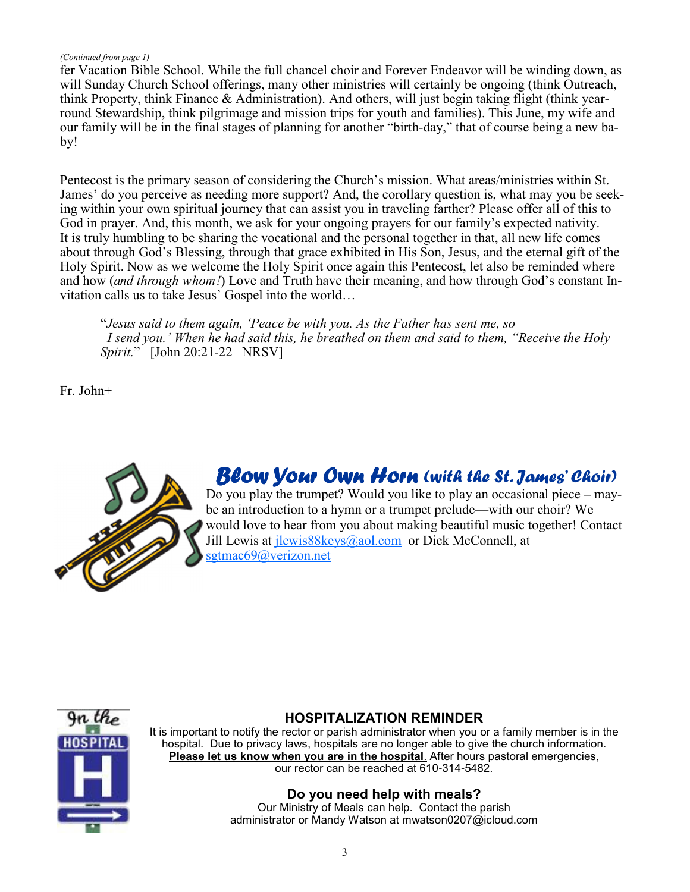*(Continued from page 1)*

fer Vacation Bible School. While the full chancel choir and Forever Endeavor will be winding down, as will Sunday Church School offerings, many other ministries will certainly be ongoing (think Outreach, think Property, think Finance & Administration). And others, will just begin taking flight (think year-round Stewardship, think pilgrimage and mission trips for youth and families). This June, my wife and our family will be in the final stages of planning for another "birth-day," that of course being a new baby!

Pentecost is the primary season of considering the Church's mission. What areas/ministries within St. James' do you perceive as needing more support? And, the corollary question is, what may you be seeking within your own spiritual journey that can assist you in traveling farther? Please offer all of this to God in prayer. And, this month, we ask for your ongoing prayers for our family's expected nativity. It is truly humbling to be sharing the vocational and the personal together in that, all new life comes about through God's Blessing, through that grace exhibited in His Son, Jesus, and the eternal gift of the Holy Spirit. Now as we welcome the Holy Spirit once again this Pentecost, let also be reminded where and how (*and through whom!*) Love and Truth have their meaning, and how through God's constant Invitation calls us to take Jesus' Gospel into the world…

> "*Jesus said to them again, 'Peace be with you. As the Father has sent me, so I send you.' When he had said this, he breathed on them and said to them, "Receive the Holy Spirit.*" [John 20:21-22 NRSV]

Fr. John+

## Blow Your Own Horn (with the St. James' Choir)

Do you play the trumpet? Would you like to play an occasional piece – maybe an introduction to a hymn or a trumpet prelude—with our choir? We would love to hear from you about making beautiful music together! Contact Jill Lewis at jlewis88keys@aol.com or Dick McConnell, at sgtmac69@verizon.net

## HOSPITALIZATION REMINDER

It is important to notify the rector or parish administrator when you or a family member is in the hospital. Due to privacy laws, hospitals are no longer able to give the church information. **Please let us know when you are in the hospital.** After hours pastoral emergencies, our rector can be reached at 610-314-5482.

### Do you need help with meals?

Our Ministry of Meals can help. Contact the parish administrator or Mandy Watson at mwatson0207@icloud.com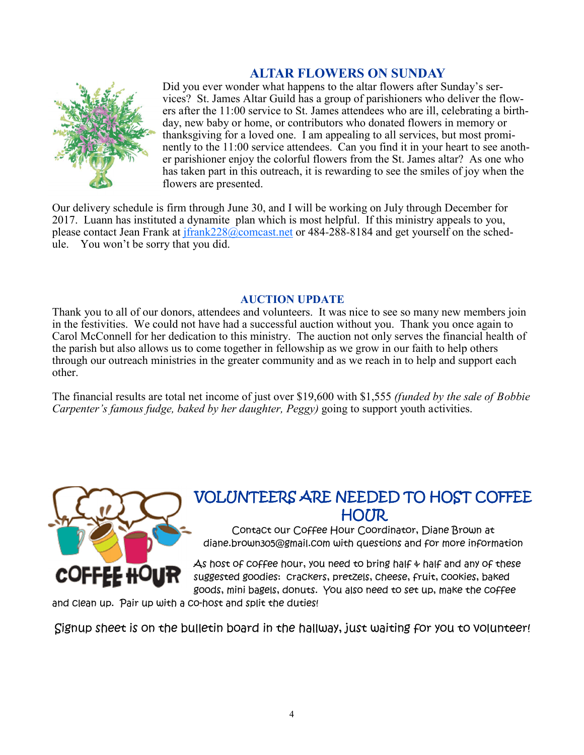## ALTAR FLOWERS ON SUNDAY

Did you ever wonder what happens to the altar flowers after Sunday's services? St. James Altar Guild has a group of parishioners who deliver the flowers after the 11:00 service to St. James attendees who are ill, celebrating a birthday, new baby or home, or contributors who donated flowers in memory or thanksgiving for a loved one. I am appealing to all services, but most prominently to the 11:00 service attendees. Can you find it in your heart to see another parishioner enjoy the colorful flowers from the St. James altar? As one who has taken part in this outreach, it is rewarding to see the smiles of joy when the flowers are presented.

Our delivery schedule is firm through June 30, and I will be working on July through December for 2017. Luann has instituted a dynamite plan which is most helpful. If this ministry appeals to you, please contact Jean Frank at jfrank228@comcast.net or 484-288-8184 and get yourself on the schedule. You won't be sorry that you did.

## AUCTION UPDATE

Thank you to all of our donors, attendees and volunteers. It was nice to see so many new members join in the festivities. We could not have had a successful auction without you. Thank you once again to Carol McConnell for her dedication to this ministry. The auction not only serves the financial health of the parish but also allows us to come together in fellowship as we grow in our faith to help others through our outreach ministries in the greater community and as we reach in to help and support each other.

The financial results are total net income of just over $19,600 with $1,555 *(funded by the sale of Bobbie Carpenter's famous fudge, baked by her daughter, Peggy)* going to support youth activities.

## VOLUNTEERS ARE NEEDED TO HOST COFFEE HOUR

Contact our Coffee Hour Coordinator, Diane Brown at diane.brown305@gmail.com with questions and for more information

As host of coffee hour, you need to bring half & half and any of these suggested goodies: crackers, pretzels, cheese, fruit, cookies, baked goods, mini bagels, donuts. You also need to set up, make the coffee and clean up. Pair up with a co-host and split the duties!

Signup sheet is on the bulletin board in the hallway, just waiting for you to volunteer!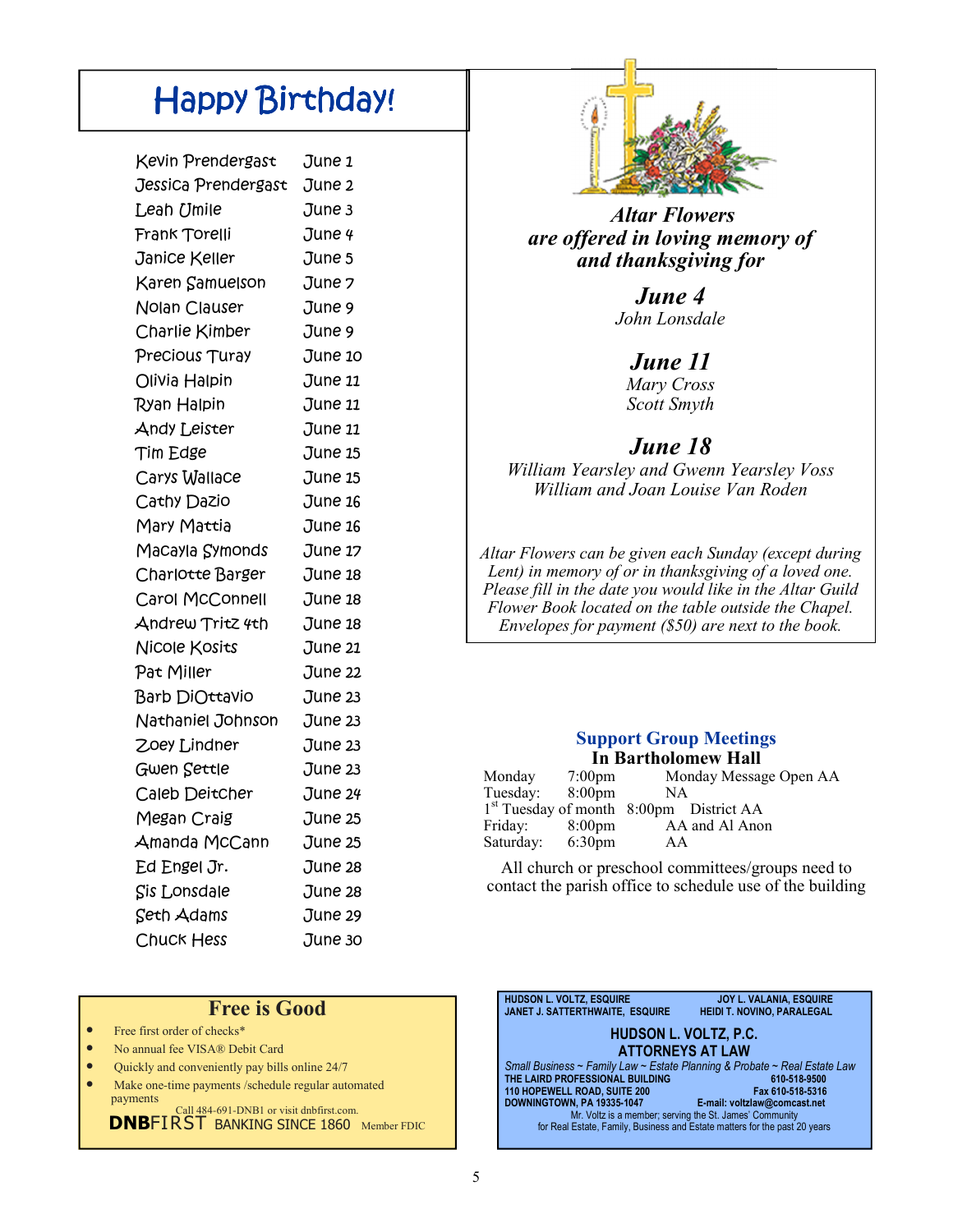# Happy Birthday!

| | |
|---|---|
| Kevin Prendergast | June 1 |
| Jessica Prendergast | June 2 |
| Leah Umile | June 3 |
| Frank Torelli | June 4 |
| Janice Keller | June 5 |
| Karen Samuelson | June 7 |
| Nolan Clauser | June 9 |
| Charlie Kimber | June 9 |
| Precious Turay | June 10 |
| Olivia Halpin | June 11 |
| Ryan Halpin | June 11 |
| Andy Leister | June 11 |
| Tim Edge | June 15 |
| Carys Wallace | June 15 |
| Cathy Dazio | June 16 |
| Mary Mattia | June 16 |
| Macayla Symonds | June 17 |
| Charlotte Barger | June 18 |
| Carol McConnell | June 18 |
| Andrew Tritz 4th | June 18 |
| Nicole Kosits | June 21 |
| Pat Miller | June 22 |
| Barb DiOttavio | June 23 |
| Nathaniel Johnson | June 23 |
| Zoey Lindner | June 23 |
| Gwen Settle | June 23 |
| Caleb Deitcher | June 24 |
| Megan Craig | June 25 |
| Amanda McCann | June 25 |
| Ed Engel Jr. | June 28 |
| Sis Lonsdale | June 28 |
| Seth Adams | June 29 |
| Chuck Hess | June 30 |

***Altar Flowers are offered in loving memory of and thanksgiving for***

***June 4***

*John Lonsdale*

***June 11***

*Mary Cross*
*Scott Smyth*

***June 18***

*William Yearsley and Gwenn Yearsley Voss*
*William and Joan Louise Van Roden*

*Altar Flowers can be given each Sunday (except during Lent) in memory of or in thanksgiving of a loved one. Please fill in the date you would like in the Altar Guild Flower Book located on the table outside the Chapel. Envelopes for payment ($50) are next to the book.*

## Support Group Meetings

**In Bartholomew Hall**

| | | |
|---|---|---|
| Monday | 7:00pm | Monday Message Open AA |
| Tuesday: | 8:00pm | NA |
| 1st Tuesday of month | 8:00pm | District AA |
| Friday: | 8:00pm | AA and Al Anon |
| Saturday: | 6:30pm | AA |

All church or preschool committees/groups need to contact the parish office to schedule use of the building

## Free is Good

- Free first order of checks*
- No annual fee VISA® Debit Card
- Quickly and conveniently pay bills online 24/7
- Make one-time payments /schedule regular automated payments

Call 484-691-DNB1 or visit dnbfirst.com.

**DNB**FIRST BANKING SINCE 1860 Member FDIC

HUDSON L. VOLTZ, ESQUIRE — JOY L. VALANIA, ESQUIRE
JANET J. SATTERTHWAITE, ESQUIRE — HEIDI T. NOVINO, PARALEGAL

**HUDSON L. VOLTZ, P.C.**
**ATTORNEYS AT LAW**

*Small Business ~ Family Law ~ Estate Planning & Probate ~ Real Estate Law*

THE LAIRD PROFESSIONAL BUILDING — 610-518-9500
110 HOPEWELL ROAD, SUITE 200 — Fax 610-518-5316
DOWNINGTOWN, PA 19335-1047 — E-mail: voltzlaw@comcast.net

Mr. Voltz is a member; serving the St. James' Community for Real Estate, Family, Business and Estate matters for the past 20 years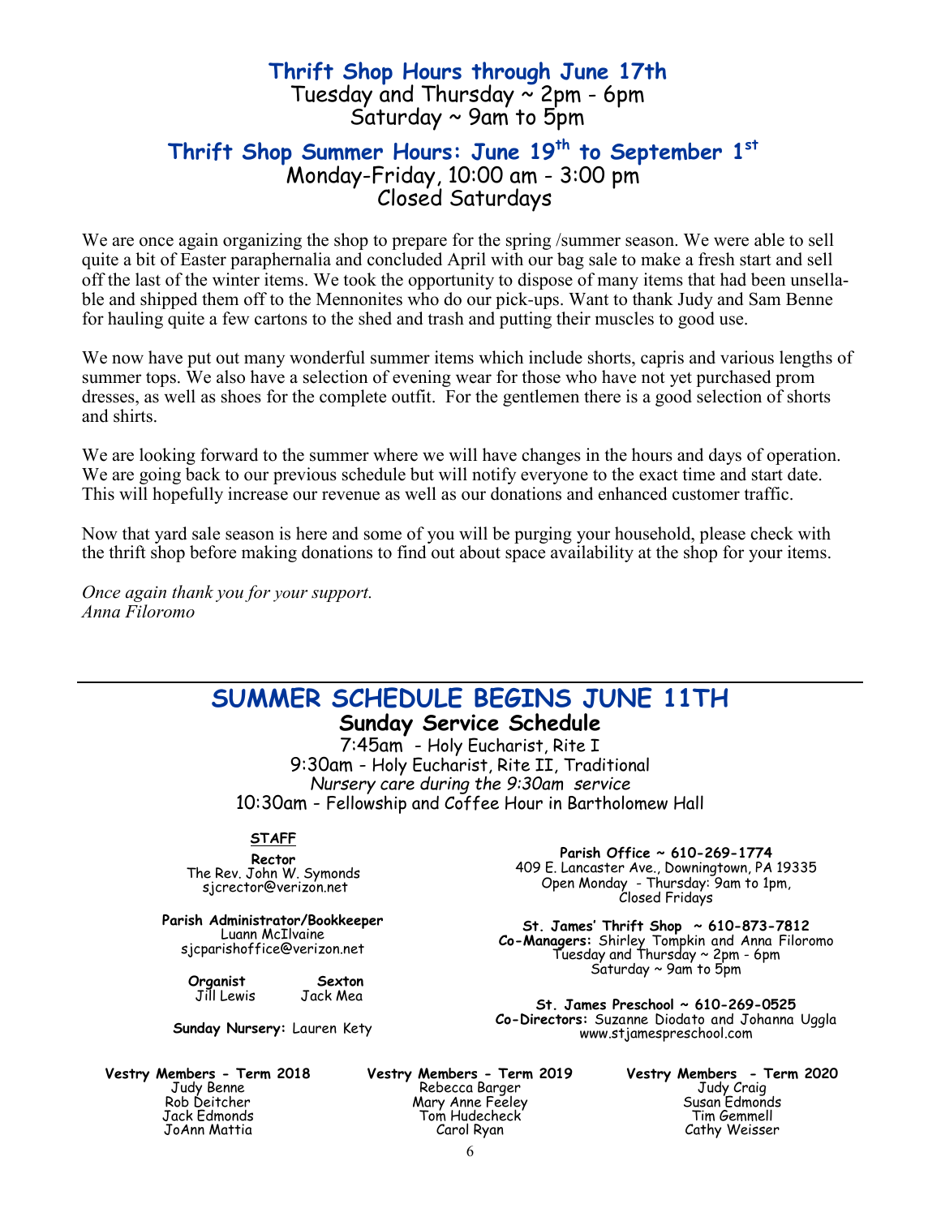## Thrift Shop Hours through June 17th

Tuesday and Thursday ~ 2pm - 6pm
Saturday ~ 9am to 5pm

## Thrift Shop Summer Hours: June 19th to September 1st

Monday-Friday, 10:00 am - 3:00 pm
Closed Saturdays

We are once again organizing the shop to prepare for the spring /summer season. We were able to sell quite a bit of Easter paraphernalia and concluded April with our bag sale to make a fresh start and sell off the last of the winter items. We took the opportunity to dispose of many items that had been unsellable and shipped them off to the Mennonites who do our pick-ups. Want to thank Judy and Sam Benne for hauling quite a few cartons to the shed and trash and putting their muscles to good use.

We now have put out many wonderful summer items which include shorts, capris and various lengths of summer tops. We also have a selection of evening wear for those who have not yet purchased prom dresses, as well as shoes for the complete outfit. For the gentlemen there is a good selection of shorts and shirts.

We are looking forward to the summer where we will have changes in the hours and days of operation. We are going back to our previous schedule but will notify everyone to the exact time and start date. This will hopefully increase our revenue as well as our donations and enhanced customer traffic.

Now that yard sale season is here and some of you will be purging your household, please check with the thrift shop before making donations to find out about space availability at the shop for your items.

*Once again thank you for your support.*
*Anna Filoromo*

---

# SUMMER SCHEDULE BEGINS JUNE 11TH

## Sunday Service Schedule

7:45am - Holy Eucharist, Rite I
9:30am - Holy Eucharist, Rite II, Traditional
*Nursery care during the 9:30am service*
10:30am - Fellowship and Coffee Hour in Bartholomew Hall

**STAFF**

**Rector**
The Rev. John W. Symonds
sjcrector@verizon.net

**Parish Administrator/Bookkeeper**
Luann McIlvaine
sjcparishoffice@verizon.net

**Organist**
Jill Lewis

**Sexton**
Jack Mea

**Sunday Nursery:** Lauren Kety

**Parish Office ~ 610-269-1774**
409 E. Lancaster Ave., Downingtown, PA 19335
Open Monday - Thursday: 9am to 1pm,
Closed Fridays

**St. James' Thrift Shop ~ 610-873-7812**
**Co-Managers:** Shirley Tompkin and Anna Filoromo
Tuesday and Thursday ~ 2pm - 6pm
Saturday ~ 9am to 5pm

**St. James Preschool ~ 610-269-0525**
**Co-Directors:** Suzanne Diodato and Johanna Uggla
www.stjamespreschool.com

**Vestry Members - Term 2018**
Judy Benne
Rob Deitcher
Jack Edmonds
JoAnn Mattia

**Vestry Members - Term 2019**
Rebecca Barger
Mary Anne Feeley
Tom Hudecheck
Carol Ryan

**Vestry Members - Term 2020**
Judy Craig
Susan Edmonds
Tim Gemmell
Cathy Weisser